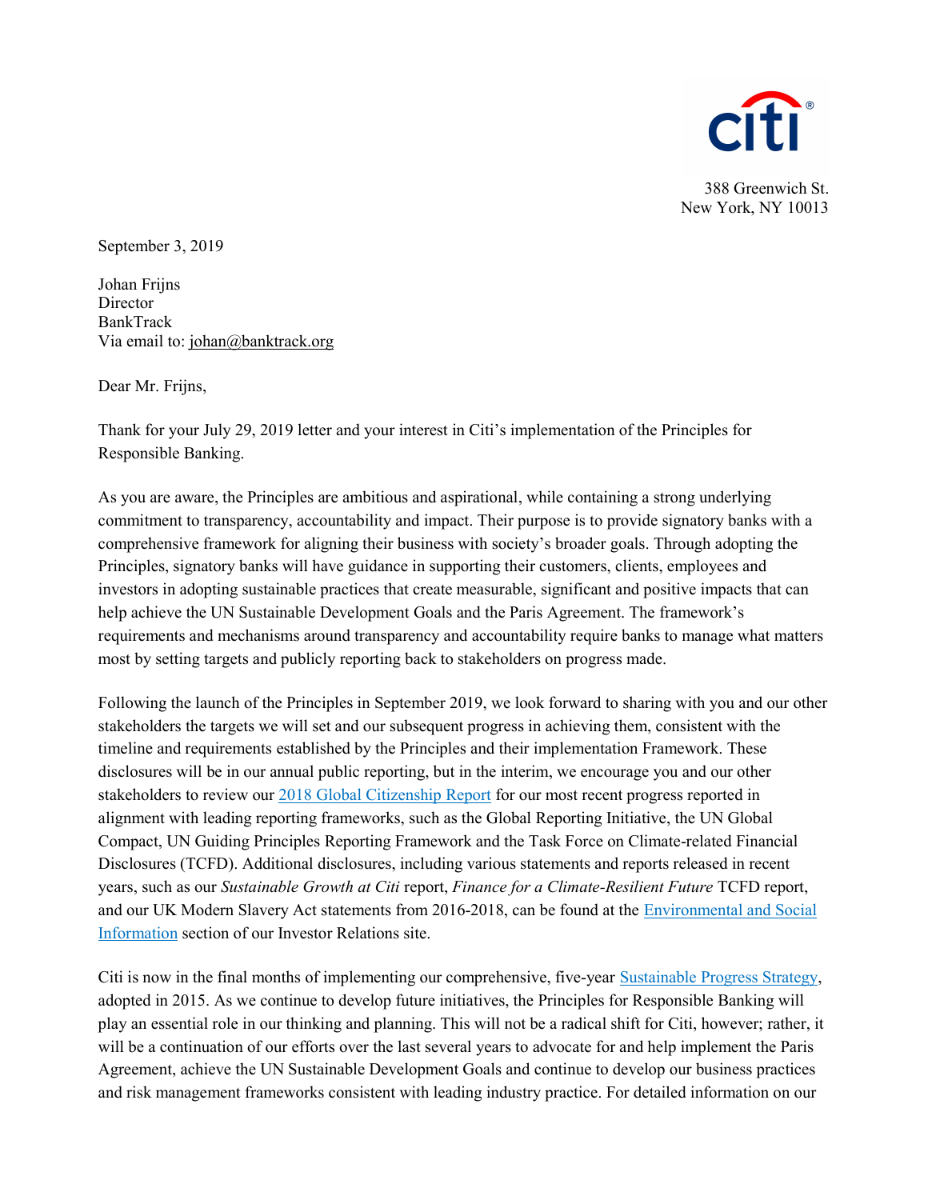388 Greenwich St.
New York, NY 10013

September 3, 2019

Johan Frijns
Director
BankTrack
Via email to: johan@banktrack.org

Dear Mr. Frijns,

Thank for your July 29, 2019 letter and your interest in Citi's implementation of the Principles for Responsible Banking.

As you are aware, the Principles are ambitious and aspirational, while containing a strong underlying commitment to transparency, accountability and impact. Their purpose is to provide signatory banks with a comprehensive framework for aligning their business with society's broader goals. Through adopting the Principles, signatory banks will have guidance in supporting their customers, clients, employees and investors in adopting sustainable practices that create measurable, significant and positive impacts that can help achieve the UN Sustainable Development Goals and the Paris Agreement. The framework's requirements and mechanisms around transparency and accountability require banks to manage what matters most by setting targets and publicly reporting back to stakeholders on progress made.

Following the launch of the Principles in September 2019, we look forward to sharing with you and our other stakeholders the targets we will set and our subsequent progress in achieving them, consistent with the timeline and requirements established by the Principles and their implementation Framework. These disclosures will be in our annual public reporting, but in the interim, we encourage you and our other stakeholders to review our [2018 Global Citizenship Report](#) for our most recent progress reported in alignment with leading reporting frameworks, such as the Global Reporting Initiative, the UN Global Compact, UN Guiding Principles Reporting Framework and the Task Force on Climate-related Financial Disclosures (TCFD). Additional disclosures, including various statements and reports released in recent years, such as our *Sustainable Growth at Citi* report, *Finance for a Climate-Resilient Future* TCFD report, and our UK Modern Slavery Act statements from 2016-2018, can be found at the [Environmental and Social Information](#) section of our Investor Relations site.

Citi is now in the final months of implementing our comprehensive, five-year [Sustainable Progress Strategy](#), adopted in 2015. As we continue to develop future initiatives, the Principles for Responsible Banking will play an essential role in our thinking and planning. This will not be a radical shift for Citi, however; rather, it will be a continuation of our efforts over the last several years to advocate for and help implement the Paris Agreement, achieve the UN Sustainable Development Goals and continue to develop our business practices and risk management frameworks consistent with leading industry practice. For detailed information on our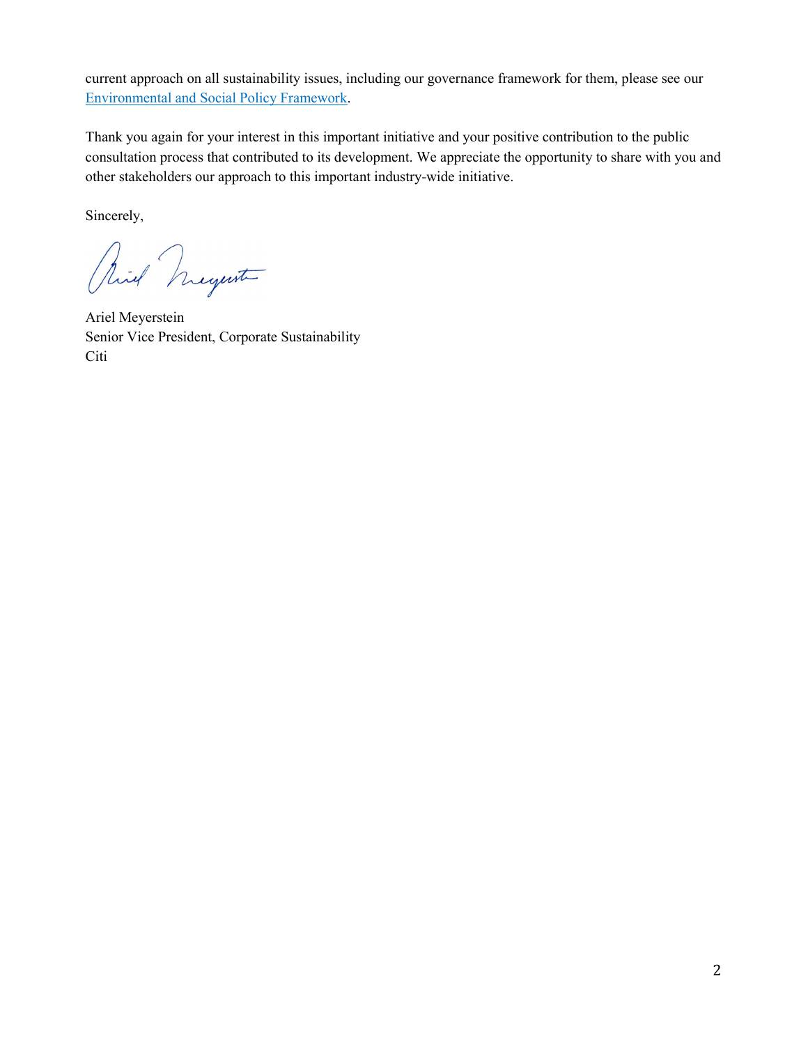current approach on all sustainability issues, including our governance framework for them, please see our Environmental and Social Policy Framework.

Thank you again for your interest in this important initiative and your positive contribution to the public consultation process that contributed to its development. We appreciate the opportunity to share with you and other stakeholders our approach to this important industry-wide initiative.

Sincerely,

Ariel Meyerstein
Senior Vice President, Corporate Sustainability
Citi